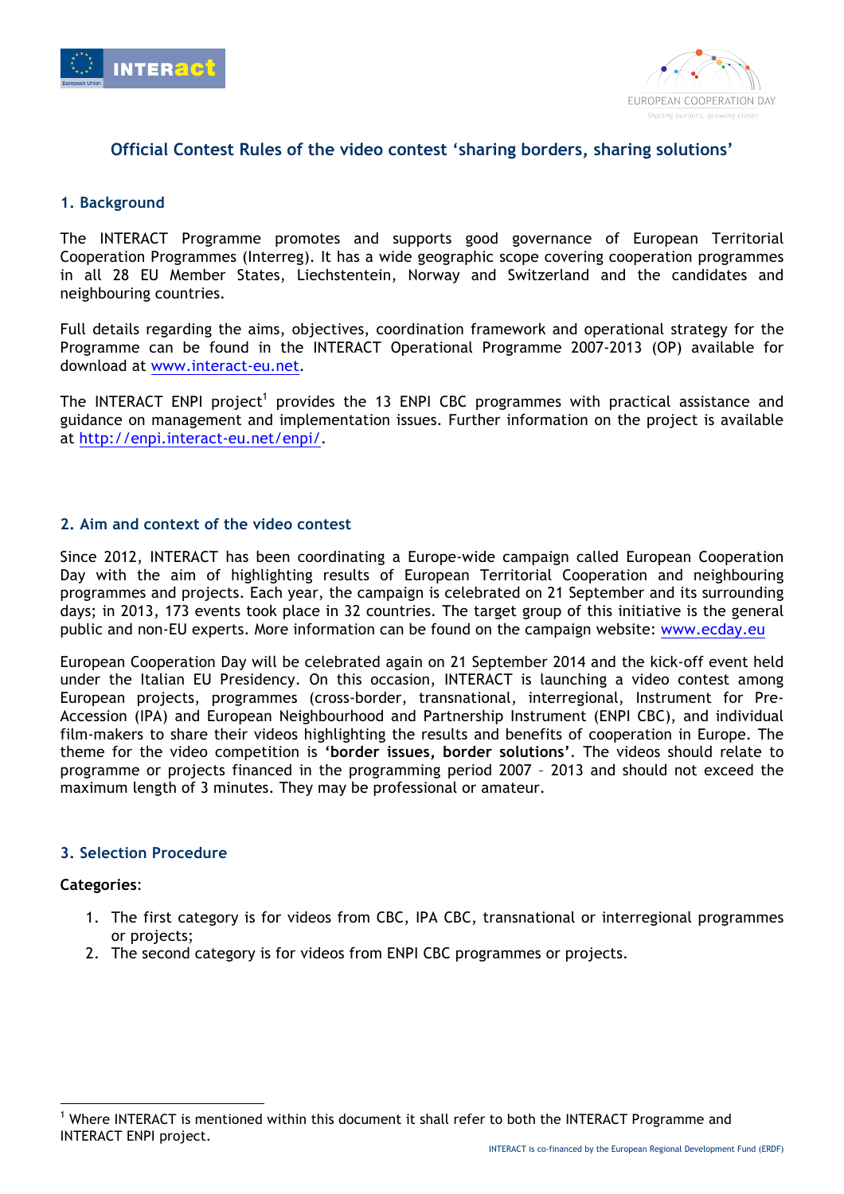# Official Contest Rules of the video contest 'sharing borders, sharing solutions'

## 1. Background

The INTERACT Programme promotes and supports good governance of European Territorial Cooperation Programmes (Interreg). It has a wide geographic scope covering cooperation programmes in all 28 EU Member States, Liechtenstein, Norway and Switzerland and the candidates and neighbouring countries.

Full details regarding the aims, objectives, coordination framework and operational strategy for the Programme can be found in the INTERACT Operational Programme 2007-2013 (OP) available for download at www.interact-eu.net.

The INTERACT ENPI project[1] provides the 13 ENPI CBC programmes with practical assistance and guidance on management and implementation issues. Further information on the project is available at http://enpi.interact-eu.net/enpi/.

## 2. Aim and context of the video contest

Since 2012, INTERACT has been coordinating a Europe-wide campaign called European Cooperation Day with the aim of highlighting results of European Territorial Cooperation and neighbouring programmes and projects. Each year, the campaign is celebrated on 21 September and its surrounding days; in 2013, 173 events took place in 32 countries. The target group of this initiative is the general public and non-EU experts. More information can be found on the campaign website: www.ecday.eu

European Cooperation Day will be celebrated again on 21 September 2014 and the kick-off event held under the Italian EU Presidency. On this occasion, INTERACT is launching a video contest among European projects, programmes (cross-border, transnational, interregional, Instrument for Pre-Accession (IPA) and European Neighbourhood and Partnership Instrument (ENPI CBC), and individual film-makers to share their videos highlighting the results and benefits of cooperation in Europe. The theme for the video competition is **'border issues, border solutions'**. The videos should relate to programme or projects financed in the programming period 2007 – 2013 and should not exceed the maximum length of 3 minutes. They may be professional or amateur.

## 3. Selection Procedure

**Categories**:

1. The first category is for videos from CBC, IPA CBC, transnational or interregional programmes or projects;
2. The second category is for videos from ENPI CBC programmes or projects.

[1] Where INTERACT is mentioned within this document it shall refer to both the INTERACT Programme and INTERACT ENPI project.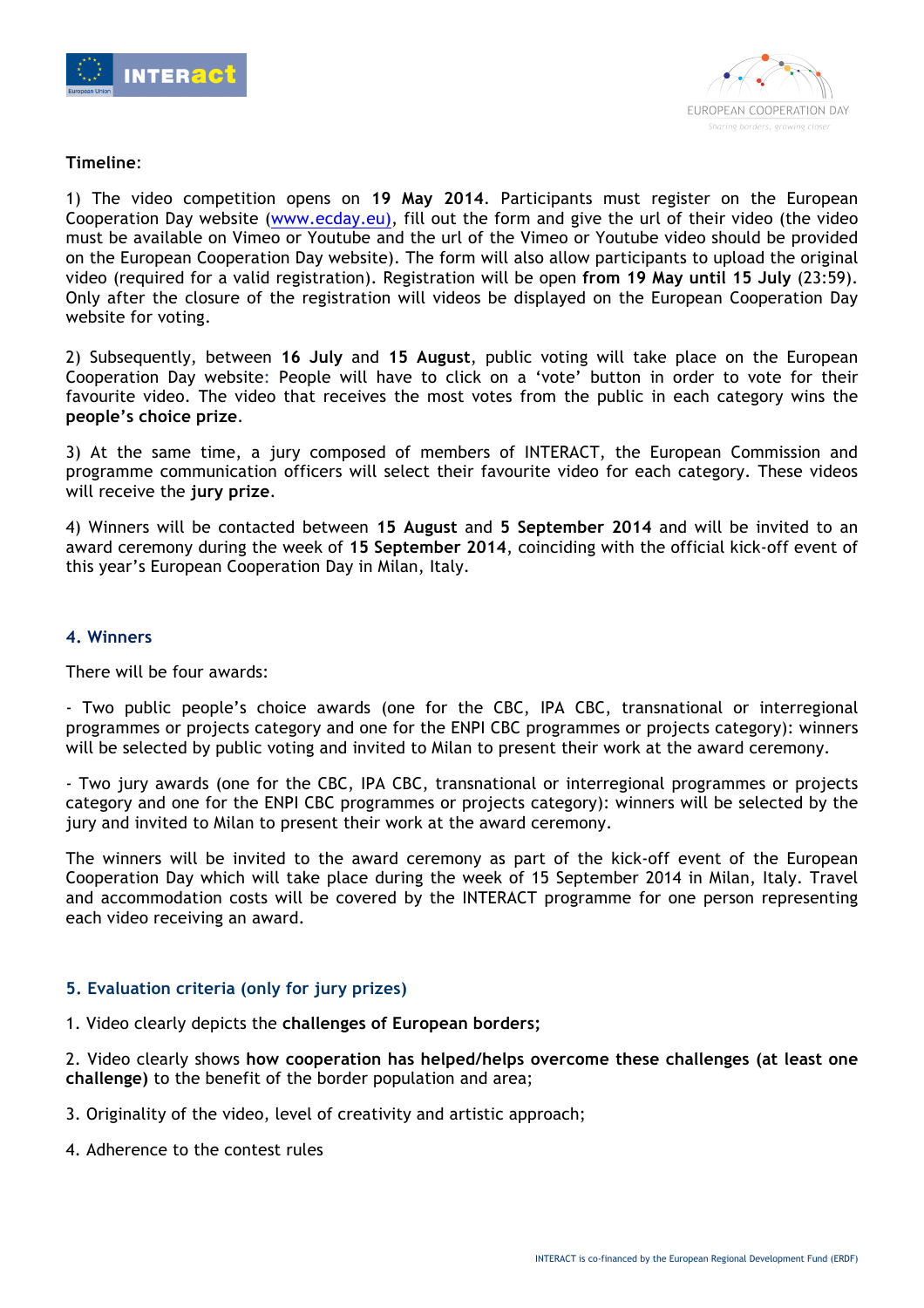**Timeline**:

1) The video competition opens on **19 May 2014**. Participants must register on the European Cooperation Day website (www.ecday.eu), fill out the form and give the url of their video (the video must be available on Vimeo or Youtube and the url of the Vimeo or Youtube video should be provided on the European Cooperation Day website). The form will also allow participants to upload the original video (required for a valid registration). Registration will be open **from 19 May until 15 July** (23:59). Only after the closure of the registration will videos be displayed on the European Cooperation Day website for voting.

2) Subsequently, between **16 July** and **15 August**, public voting will take place on the European Cooperation Day website: People will have to click on a 'vote' button in order to vote for their favourite video. The video that receives the most votes from the public in each category wins the **people's choice prize**.

3) At the same time, a jury composed of members of INTERACT, the European Commission and programme communication officers will select their favourite video for each category. These videos will receive the **jury prize**.

4) Winners will be contacted between **15 August** and **5 September 2014** and will be invited to an award ceremony during the week of **15 September 2014**, coinciding with the official kick-off event of this year's European Cooperation Day in Milan, Italy.

## 4. Winners

There will be four awards:

- Two public people's choice awards (one for the CBC, IPA CBC, transnational or interregional programmes or projects category and one for the ENPI CBC programmes or projects category): winners will be selected by public voting and invited to Milan to present their work at the award ceremony.

- Two jury awards (one for the CBC, IPA CBC, transnational or interregional programmes or projects category and one for the ENPI CBC programmes or projects category): winners will be selected by the jury and invited to Milan to present their work at the award ceremony.

The winners will be invited to the award ceremony as part of the kick-off event of the European Cooperation Day which will take place during the week of 15 September 2014 in Milan, Italy. Travel and accommodation costs will be covered by the INTERACT programme for one person representing each video receiving an award.

## 5. Evaluation criteria (only for jury prizes)

1. Video clearly depicts the **challenges of European borders;**

2. Video clearly shows **how cooperation has helped/helps overcome these challenges (at least one challenge)** to the benefit of the border population and area;

3. Originality of the video, level of creativity and artistic approach;

4. Adherence to the contest rules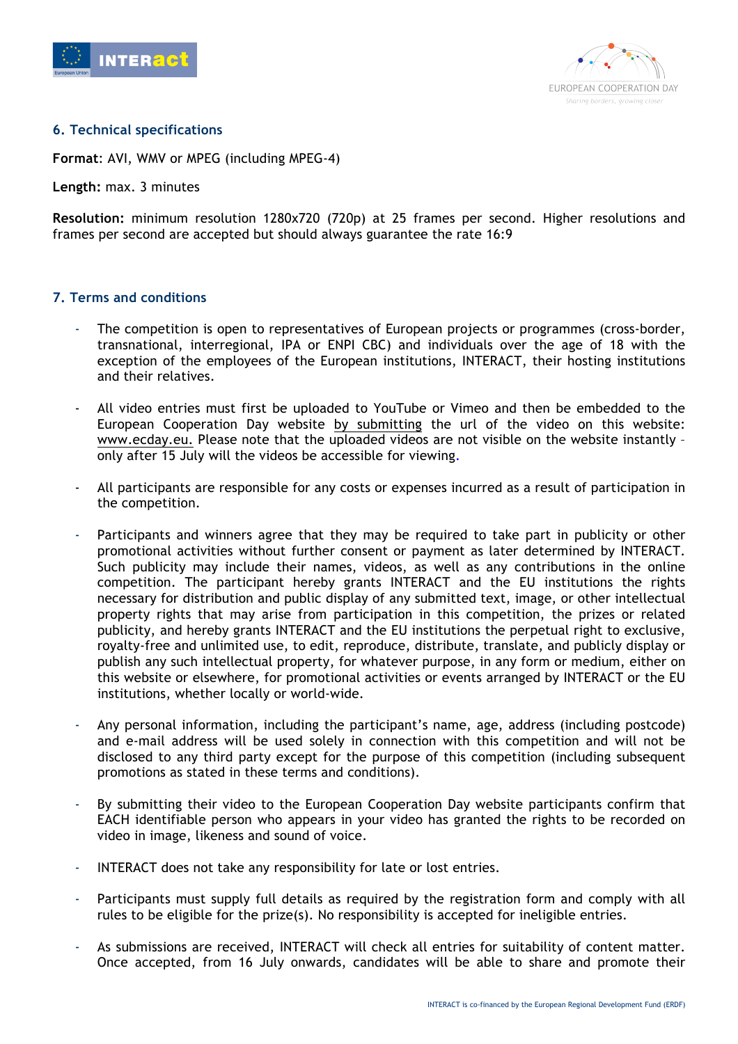## 6. Technical specifications

**Format**: AVI, WMV or MPEG (including MPEG-4)

**Length:** max. 3 minutes

**Resolution:** minimum resolution 1280x720 (720p) at 25 frames per second. Higher resolutions and frames per second are accepted but should always guarantee the rate 16:9

## 7. Terms and conditions

- The competition is open to representatives of European projects or programmes (cross-border, transnational, interregional, IPA or ENPI CBC) and individuals over the age of 18 with the exception of the employees of the European institutions, INTERACT, their hosting institutions and their relatives.

- All video entries must first be uploaded to YouTube or Vimeo and then be embedded to the European Cooperation Day website by submitting the url of the video on this website: www.ecday.eu. Please note that the uploaded videos are not visible on the website instantly – only after 15 July will the videos be accessible for viewing.

- All participants are responsible for any costs or expenses incurred as a result of participation in the competition.

- Participants and winners agree that they may be required to take part in publicity or other promotional activities without further consent or payment as later determined by INTERACT. Such publicity may include their names, videos, as well as any contributions in the online competition. The participant hereby grants INTERACT and the EU institutions the rights necessary for distribution and public display of any submitted text, image, or other intellectual property rights that may arise from participation in this competition, the prizes or related publicity, and hereby grants INTERACT and the EU institutions the perpetual right to exclusive, royalty-free and unlimited use, to edit, reproduce, distribute, translate, and publicly display or publish any such intellectual property, for whatever purpose, in any form or medium, either on this website or elsewhere, for promotional activities or events arranged by INTERACT or the EU institutions, whether locally or world-wide.

- Any personal information, including the participant's name, age, address (including postcode) and e-mail address will be used solely in connection with this competition and will not be disclosed to any third party except for the purpose of this competition (including subsequent promotions as stated in these terms and conditions).

- By submitting their video to the European Cooperation Day website participants confirm that EACH identifiable person who appears in your video has granted the rights to be recorded on video in image, likeness and sound of voice.

- INTERACT does not take any responsibility for late or lost entries.

- Participants must supply full details as required by the registration form and comply with all rules to be eligible for the prize(s). No responsibility is accepted for ineligible entries.

- As submissions are received, INTERACT will check all entries for suitability of content matter. Once accepted, from 16 July onwards, candidates will be able to share and promote their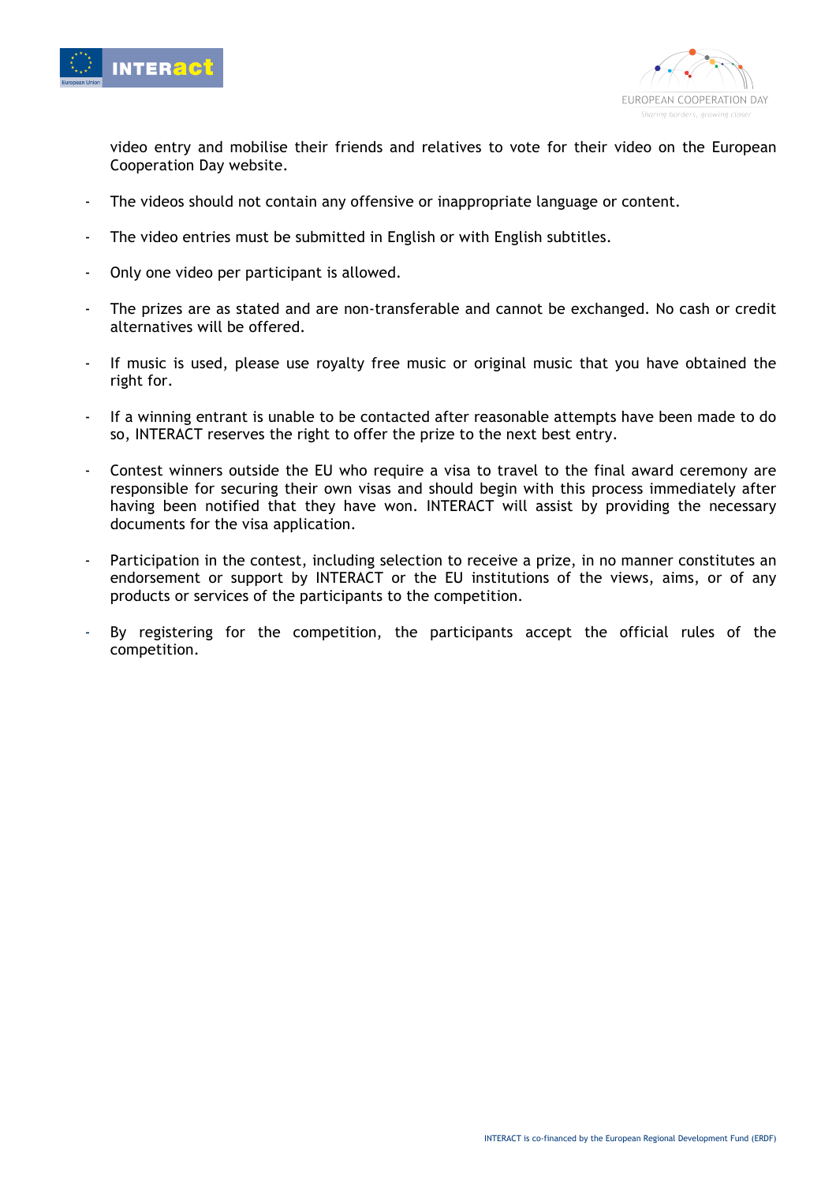video entry and mobilise their friends and relatives to vote for their video on the European Cooperation Day website.

- The videos should not contain any offensive or inappropriate language or content.

- The video entries must be submitted in English or with English subtitles.

- Only one video per participant is allowed.

- The prizes are as stated and are non-transferable and cannot be exchanged. No cash or credit alternatives will be offered.

- If music is used, please use royalty free music or original music that you have obtained the right for.

- If a winning entrant is unable to be contacted after reasonable attempts have been made to do so, INTERACT reserves the right to offer the prize to the next best entry.

- Contest winners outside the EU who require a visa to travel to the final award ceremony are responsible for securing their own visas and should begin with this process immediately after having been notified that they have won. INTERACT will assist by providing the necessary documents for the visa application.

- Participation in the contest, including selection to receive a prize, in no manner constitutes an endorsement or support by INTERACT or the EU institutions of the views, aims, or of any products or services of the participants to the competition.

- By registering for the competition, the participants accept the official rules of the competition.